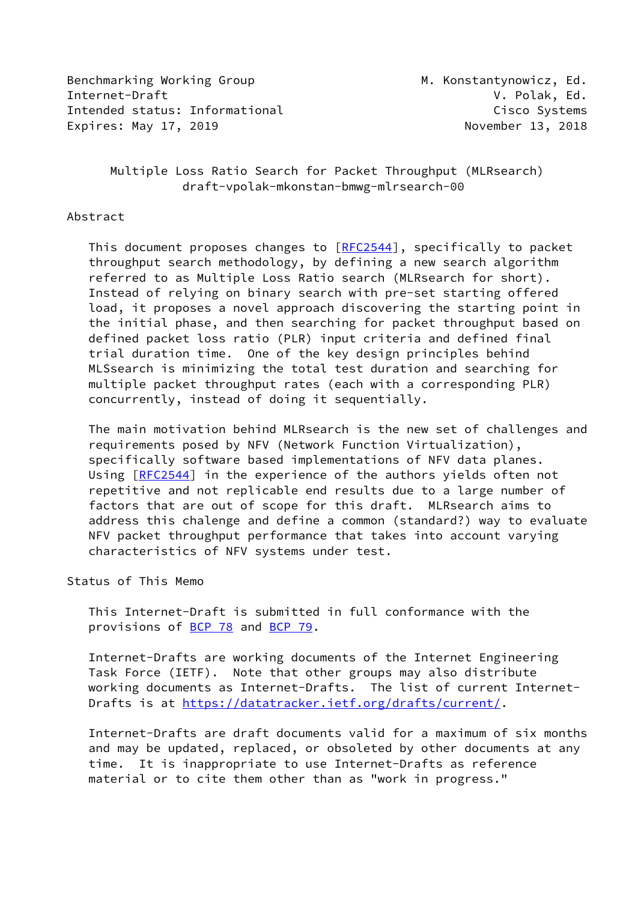Benchmarking Working Group — M. Konstantynowicz, Ed.
Internet-Draft — V. Polak, Ed.
Intended status: Informational — Cisco Systems
Expires: May 17, 2019 — November 13, 2018

# Multiple Loss Ratio Search for Packet Throughput (MLRsearch)
draft-vpolak-mkonstan-bmwg-mlrsearch-00

## Abstract

This document proposes changes to [RFC2544], specifically to packet throughput search methodology, by defining a new search algorithm referred to as Multiple Loss Ratio search (MLRsearch for short). Instead of relying on binary search with pre-set starting offered load, it proposes a novel approach discovering the starting point in the initial phase, and then searching for packet throughput based on defined packet loss ratio (PLR) input criteria and defined final trial duration time. One of the key design principles behind MLSsearch is minimizing the total test duration and searching for multiple packet throughput rates (each with a corresponding PLR) concurrently, instead of doing it sequentially.

The main motivation behind MLRsearch is the new set of challenges and requirements posed by NFV (Network Function Virtualization), specifically software based implementations of NFV data planes. Using [RFC2544] in the experience of the authors yields often not repetitive and not replicable end results due to a large number of factors that are out of scope for this draft. MLRsearch aims to address this chalenge and define a common (standard?) way to evaluate NFV packet throughput performance that takes into account varying characteristics of NFV systems under test.

## Status of This Memo

This Internet-Draft is submitted in full conformance with the provisions of BCP 78 and BCP 79.

Internet-Drafts are working documents of the Internet Engineering Task Force (IETF). Note that other groups may also distribute working documents as Internet-Drafts. The list of current Internet-Drafts is at https://datatracker.ietf.org/drafts/current/.

Internet-Drafts are draft documents valid for a maximum of six months and may be updated, replaced, or obsoleted by other documents at any time. It is inappropriate to use Internet-Drafts as reference material or to cite them other than as "work in progress."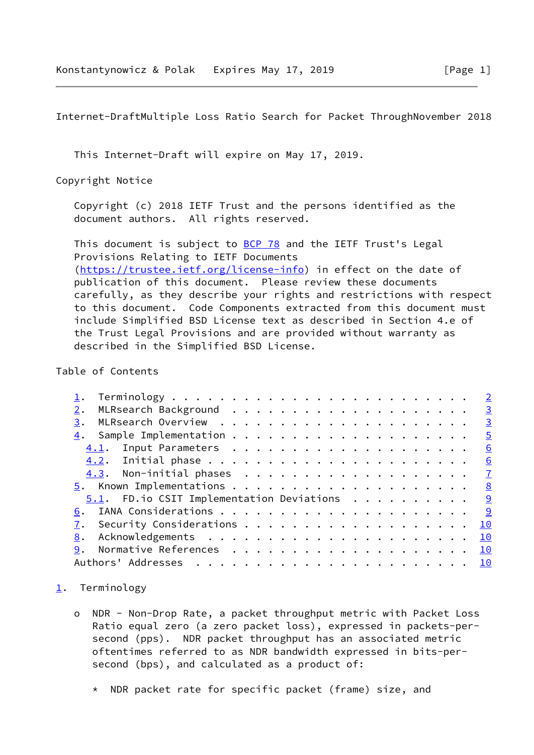This Internet-Draft will expire on May 17, 2019.

Copyright Notice

Copyright (c) 2018 IETF Trust and the persons identified as the document authors. All rights reserved.

This document is subject to BCP 78 and the IETF Trust's Legal Provisions Relating to IETF Documents (https://trustee.ietf.org/license-info) in effect on the date of publication of this document. Please review these documents carefully, as they describe your rights and restrictions with respect to this document. Code Components extracted from this document must include Simplified BSD License text as described in Section 4.e of the Trust Legal Provisions and are provided without warranty as described in the Simplified BSD License.

Table of Contents

- 1. Terminology . . . . . . . . . . . . . . . . . . . . . . . . 2
- 2. MLRsearch Background . . . . . . . . . . . . . . . . . . . . 3
- 3. MLRsearch Overview . . . . . . . . . . . . . . . . . . . . . 3
- 4. Sample Implementation . . . . . . . . . . . . . . . . . . . . 5
  - 4.1. Input Parameters . . . . . . . . . . . . . . . . . . . . 6
  - 4.2. Initial phase . . . . . . . . . . . . . . . . . . . . . . 6
  - 4.3. Non-initial phases . . . . . . . . . . . . . . . . . . . 7
- 5. Known Implementations . . . . . . . . . . . . . . . . . . . . 8
  - 5.1. FD.io CSIT Implementation Deviations . . . . . . . . . . 9
- 6. IANA Considerations . . . . . . . . . . . . . . . . . . . . . 9
- 7. Security Considerations . . . . . . . . . . . . . . . . . . . 10
- 8. Acknowledgements . . . . . . . . . . . . . . . . . . . . . . 10
- 9. Normative References . . . . . . . . . . . . . . . . . . . . 10
- Authors' Addresses . . . . . . . . . . . . . . . . . . . . . . . 10

## 1. Terminology

- o NDR - Non-Drop Rate, a packet throughput metric with Packet Loss Ratio equal zero (a zero packet loss), expressed in packets-per-second (pps). NDR packet throughput has an associated metric oftentimes referred to as NDR bandwidth expressed in bits-per-second (bps), and calculated as a product of:

  - * NDR packet rate for specific packet (frame) size, and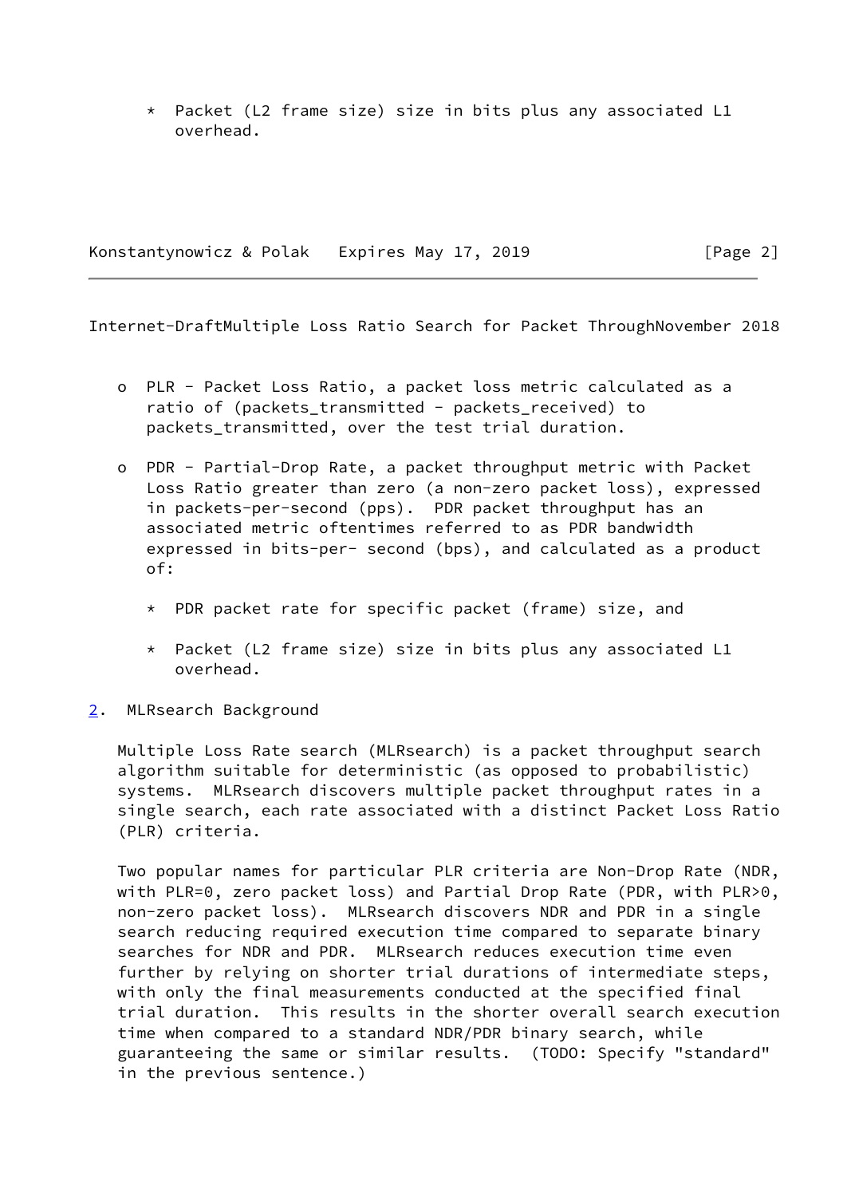* Packet (L2 frame size) size in bits plus any associated L1 overhead.

- PLR - Packet Loss Ratio, a packet loss metric calculated as a ratio of (packets_transmitted - packets_received) to packets_transmitted, over the test trial duration.

- PDR - Partial-Drop Rate, a packet throughput metric with Packet Loss Ratio greater than zero (a non-zero packet loss), expressed in packets-per-second (pps). PDR packet throughput has an associated metric oftentimes referred to as PDR bandwidth expressed in bits-per- second (bps), and calculated as a product of:

  * PDR packet rate for specific packet (frame) size, and

  * Packet (L2 frame size) size in bits plus any associated L1 overhead.

## 2. MLRsearch Background

Multiple Loss Rate search (MLRsearch) is a packet throughput search algorithm suitable for deterministic (as opposed to probabilistic) systems. MLRsearch discovers multiple packet throughput rates in a single search, each rate associated with a distinct Packet Loss Ratio (PLR) criteria.

Two popular names for particular PLR criteria are Non-Drop Rate (NDR, with PLR=0, zero packet loss) and Partial Drop Rate (PDR, with PLR>0, non-zero packet loss). MLRsearch discovers NDR and PDR in a single search reducing required execution time compared to separate binary searches for NDR and PDR. MLRsearch reduces execution time even further by relying on shorter trial durations of intermediate steps, with only the final measurements conducted at the specified final trial duration. This results in the shorter overall search execution time when compared to a standard NDR/PDR binary search, while guaranteeing the same or similar results. (TODO: Specify "standard" in the previous sentence.)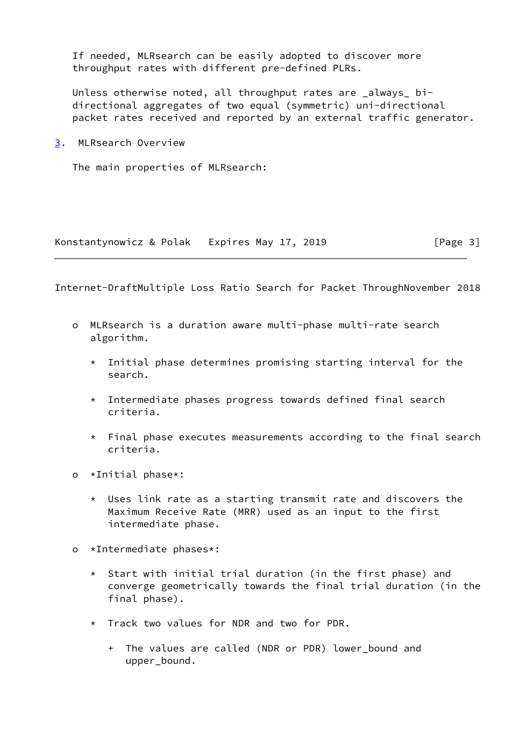If needed, MLRsearch can be easily adopted to discover more throughput rates with different pre-defined PLRs.

Unless otherwise noted, all throughput rates are _always_ bi-directional aggregates of two equal (symmetric) uni-directional packet rates received and reported by an external traffic generator.

## 3. MLRsearch Overview

The main properties of MLRsearch:

- MLRsearch is a duration aware multi-phase multi-rate search algorithm.
  - Initial phase determines promising starting interval for the search.
  - Intermediate phases progress towards defined final search criteria.
  - Final phase executes measurements according to the final search criteria.
- *Initial phase*:
  - Uses link rate as a starting transmit rate and discovers the Maximum Receive Rate (MRR) used as an input to the first intermediate phase.
- *Intermediate phases*:
  - Start with initial trial duration (in the first phase) and converge geometrically towards the final trial duration (in the final phase).
  - Track two values for NDR and two for PDR.
    - The values are called (NDR or PDR) lower_bound and upper_bound.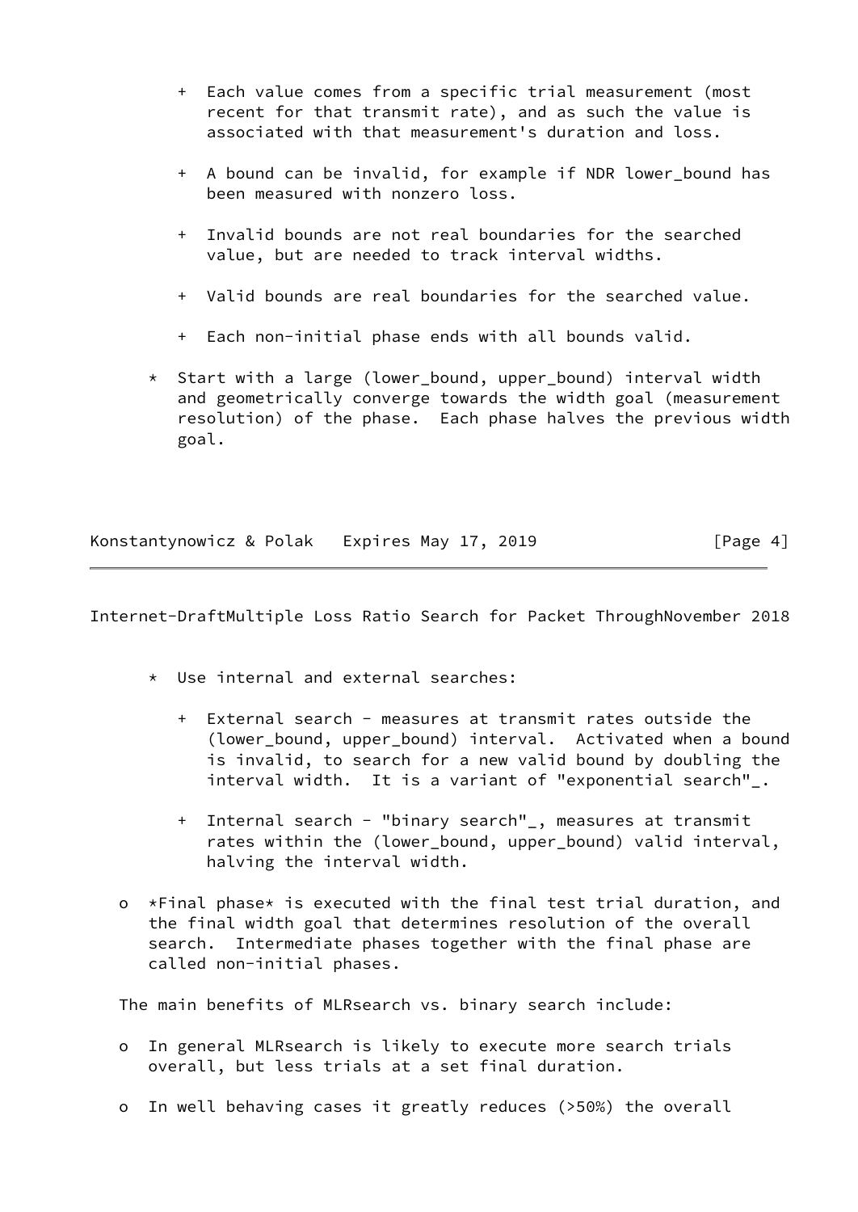+ Each value comes from a specific trial measurement (most recent for that transmit rate), and as such the value is associated with that measurement's duration and loss.

         + A bound can be invalid, for example if NDR lower_bound has been measured with nonzero loss.

         + Invalid bounds are not real boundaries for the searched value, but are needed to track interval widths.

         + Valid bounds are real boundaries for the searched value.

         + Each non-initial phase ends with all bounds valid.

      * Start with a large (lower_bound, upper_bound) interval width and geometrically converge towards the width goal (measurement resolution) of the phase. Each phase halves the previous width goal.

      * Use internal and external searches:

         + External search - measures at transmit rates outside the (lower_bound, upper_bound) interval. Activated when a bound is invalid, to search for a new valid bound by doubling the interval width. It is a variant of "exponential search"_.

         + Internal search - "binary search"_, measures at transmit rates within the (lower_bound, upper_bound) valid interval, halving the interval width.

   o *Final phase* is executed with the final test trial duration, and the final width goal that determines resolution of the overall search. Intermediate phases together with the final phase are called non-initial phases.

   The main benefits of MLRsearch vs. binary search include:

   o In general MLRsearch is likely to execute more search trials overall, but less trials at a set final duration.

   o In well behaving cases it greatly reduces (>50%) the overall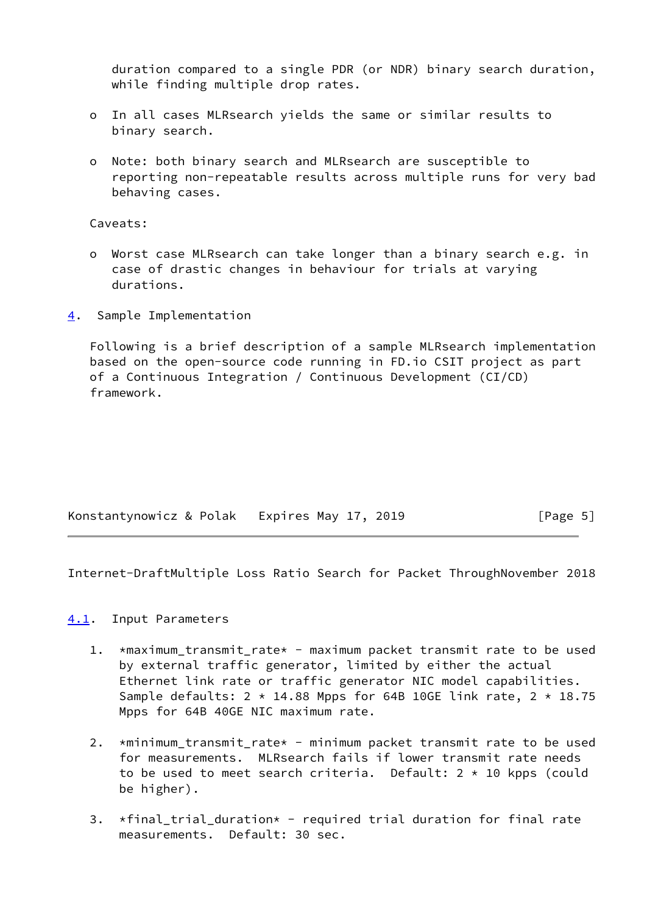duration compared to a single PDR (or NDR) binary search duration, while finding multiple drop rates.

- In all cases MLRsearch yields the same or similar results to binary search.

- Note: both binary search and MLRsearch are susceptible to reporting non-repeatable results across multiple runs for very bad behaving cases.

Caveats:

- Worst case MLRsearch can take longer than a binary search e.g. in case of drastic changes in behaviour for trials at varying durations.

## 4. Sample Implementation

Following is a brief description of a sample MLRsearch implementation based on the open-source code running in FD.io CSIT project as part of a Continuous Integration / Continuous Development (CI/CD) framework.

### 4.1. Input Parameters

1. *maximum_transmit_rate* - maximum packet transmit rate to be used by external traffic generator, limited by either the actual Ethernet link rate or traffic generator NIC model capabilities. Sample defaults: 2 * 14.88 Mpps for 64B 10GE link rate, 2 * 18.75 Mpps for 64B 40GE NIC maximum rate.

2. *minimum_transmit_rate* - minimum packet transmit rate to be used for measurements. MLRsearch fails if lower transmit rate needs to be used to meet search criteria. Default: 2 * 10 kpps (could be higher).

3. *final_trial_duration* - required trial duration for final rate measurements. Default: 30 sec.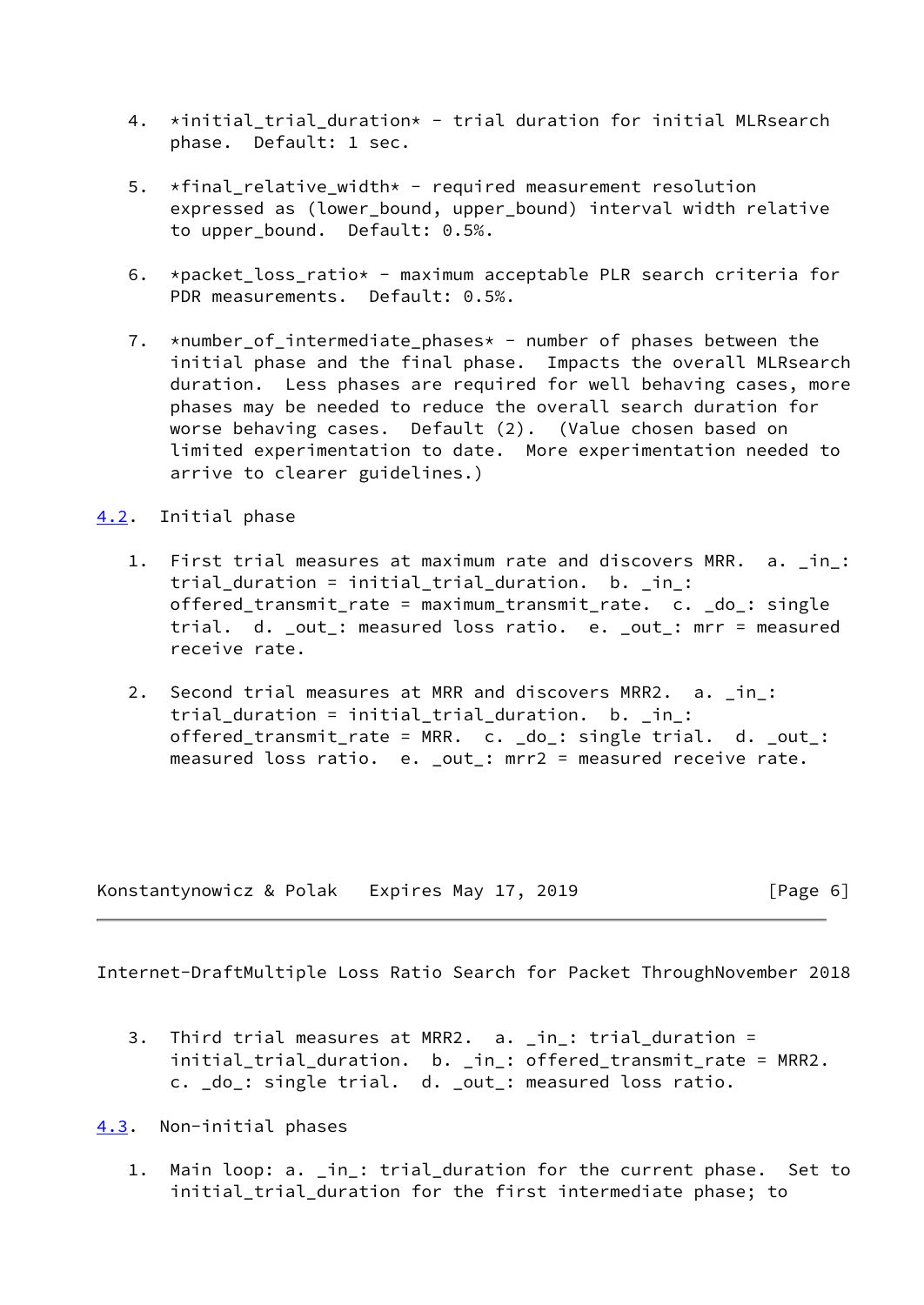4. *initial_trial_duration* - trial duration for initial MLRsearch phase. Default: 1 sec.

5. *final_relative_width* - required measurement resolution expressed as (lower_bound, upper_bound) interval width relative to upper_bound. Default: 0.5%.

6. *packet_loss_ratio* - maximum acceptable PLR search criteria for PDR measurements. Default: 0.5%.

7. *number_of_intermediate_phases* - number of phases between the initial phase and the final phase. Impacts the overall MLRsearch duration. Less phases are required for well behaving cases, more phases may be needed to reduce the overall search duration for worse behaving cases. Default (2). (Value chosen based on limited experimentation to date. More experimentation needed to arrive to clearer guidelines.)

## 4.2. Initial phase

1. First trial measures at maximum rate and discovers MRR. a. _in_: trial_duration = initial_trial_duration. b. _in_: offered_transmit_rate = maximum_transmit_rate. c. _do_: single trial. d. _out_: measured loss ratio. e. _out_: mrr = measured receive rate.

2. Second trial measures at MRR and discovers MRR2. a. _in_: trial_duration = initial_trial_duration. b. _in_: offered_transmit_rate = MRR. c. _do_: single trial. d. _out_: measured loss ratio. e. _out_: mrr2 = measured receive rate.

3. Third trial measures at MRR2. a. _in_: trial_duration = initial_trial_duration. b. _in_: offered_transmit_rate = MRR2. c. _do_: single trial. d. _out_: measured loss ratio.

## 4.3. Non-initial phases

1. Main loop: a. _in_: trial_duration for the current phase. Set to initial_trial_duration for the first intermediate phase; to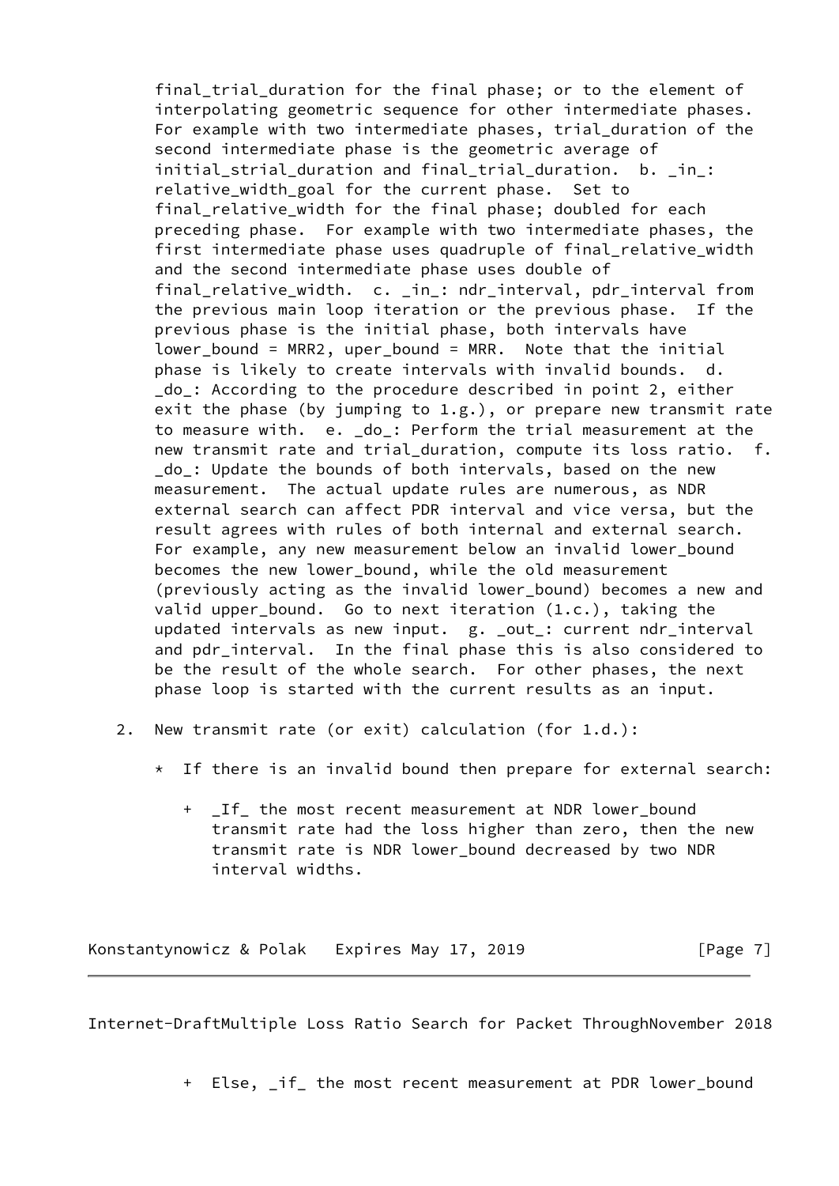final_trial_duration for the final phase; or to the element of interpolating geometric sequence for other intermediate phases. For example with two intermediate phases, trial_duration of the second intermediate phase is the geometric average of initial_strial_duration and final_trial_duration. b. _in_: relative_width_goal for the current phase. Set to final_relative_width for the final phase; doubled for each preceding phase. For example with two intermediate phases, the first intermediate phase uses quadruple of final_relative_width and the second intermediate phase uses double of final_relative_width. c. _in_: ndr_interval, pdr_interval from the previous main loop iteration or the previous phase. If the previous phase is the initial phase, both intervals have lower_bound = MRR2, uper_bound = MRR. Note that the initial phase is likely to create intervals with invalid bounds. d. _do_: According to the procedure described in point 2, either exit the phase (by jumping to 1.g.), or prepare new transmit rate to measure with. e. _do_: Perform the trial measurement at the new transmit rate and trial_duration, compute its loss ratio. f. _do_: Update the bounds of both intervals, based on the new measurement. The actual update rules are numerous, as NDR external search can affect PDR interval and vice versa, but the result agrees with rules of both internal and external search. For example, any new measurement below an invalid lower_bound becomes the new lower_bound, while the old measurement (previously acting as the invalid lower_bound) becomes a new and valid upper_bound. Go to next iteration (1.c.), taking the updated intervals as new input. g. _out_: current ndr_interval and pdr_interval. In the final phase this is also considered to be the result of the whole search. For other phases, the next phase loop is started with the current results as an input.

2. New transmit rate (or exit) calculation (for 1.d.):

   * If there is an invalid bound then prepare for external search:

     + _If_ the most recent measurement at NDR lower_bound transmit rate had the loss higher than zero, then the new transmit rate is NDR lower_bound decreased by two NDR interval widths.

     + Else, _if_ the most recent measurement at PDR lower_bound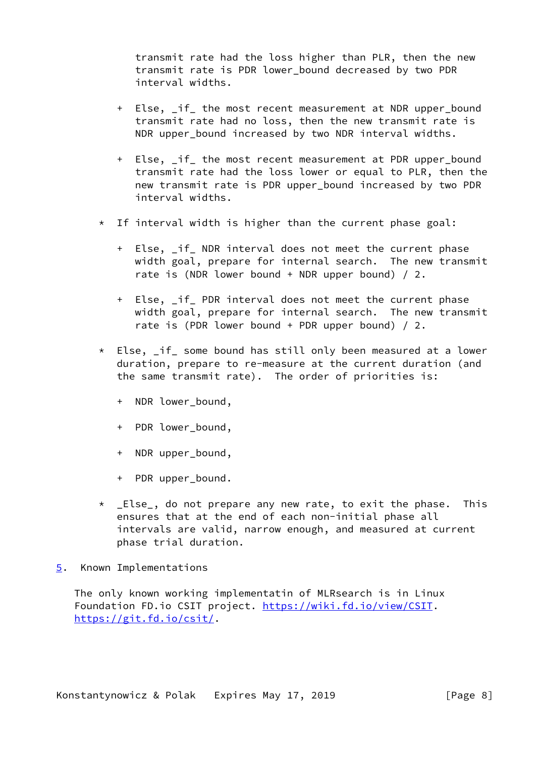transmit rate had the loss higher than PLR, then the new transmit rate is PDR lower_bound decreased by two PDR interval widths.

+ Else, _if_ the most recent measurement at NDR upper_bound transmit rate had no loss, then the new transmit rate is NDR upper_bound increased by two NDR interval widths.

+ Else, _if_ the most recent measurement at PDR upper_bound transmit rate had the loss lower or equal to PLR, then the new transmit rate is PDR upper_bound increased by two PDR interval widths.

* If interval width is higher than the current phase goal:

  + Else, _if_ NDR interval does not meet the current phase width goal, prepare for internal search. The new transmit rate is (NDR lower bound + NDR upper bound) / 2.

  + Else, _if_ PDR interval does not meet the current phase width goal, prepare for internal search. The new transmit rate is (PDR lower bound + PDR upper bound) / 2.

* Else, _if_ some bound has still only been measured at a lower duration, prepare to re-measure at the current duration (and the same transmit rate). The order of priorities is:

  + NDR lower_bound,

  + PDR lower_bound,

  + NDR upper_bound,

  + PDR upper_bound.

* _Else_, do not prepare any new rate, to exit the phase. This ensures that at the end of each non-initial phase all intervals are valid, narrow enough, and measured at current phase trial duration.

## 5. Known Implementations

The only known working implementatin of MLRsearch is in Linux Foundation FD.io CSIT project. https://wiki.fd.io/view/CSIT. https://git.fd.io/csit/.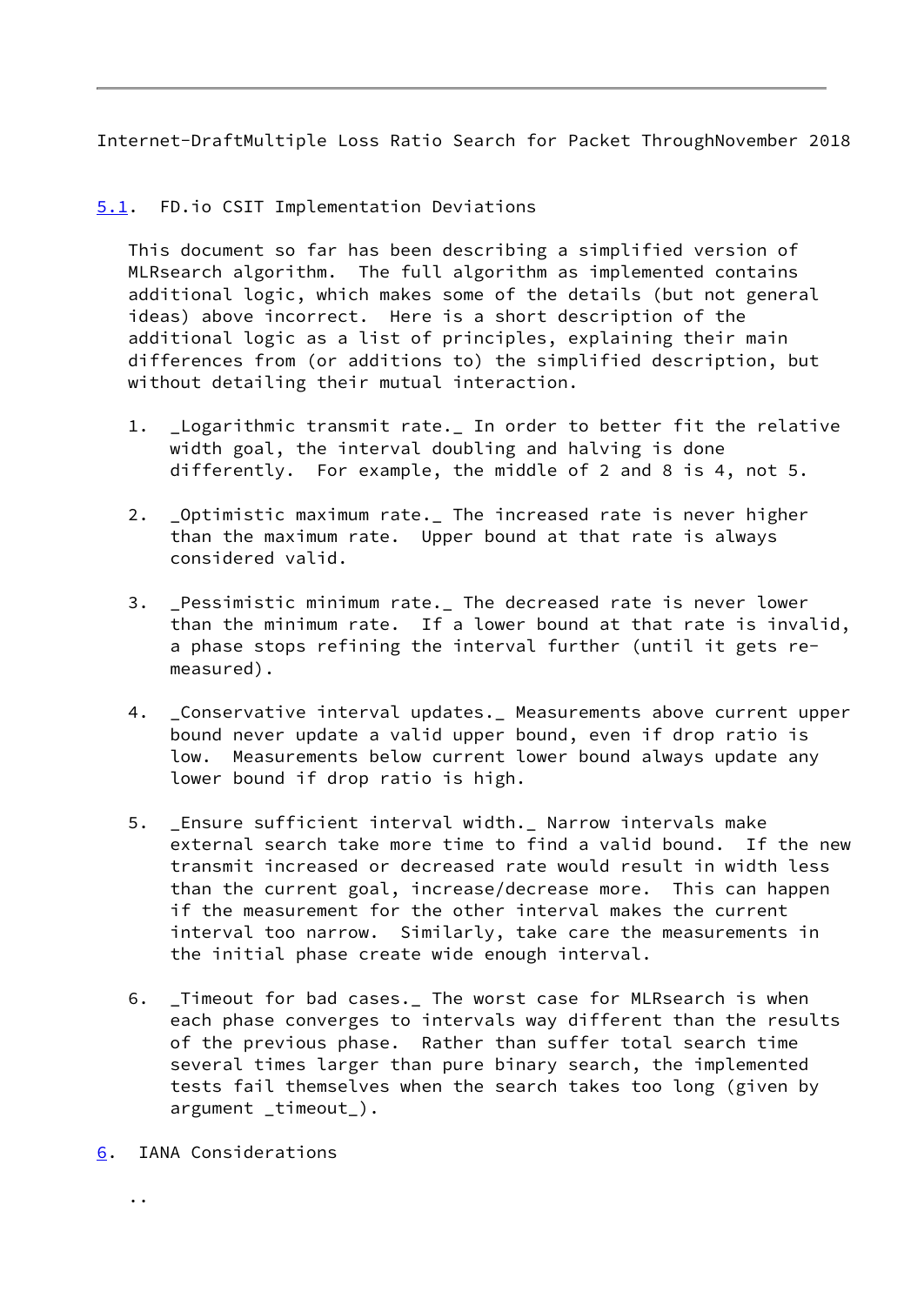## 5.1. FD.io CSIT Implementation Deviations

This document so far has been describing a simplified version of MLRsearch algorithm. The full algorithm as implemented contains additional logic, which makes some of the details (but not general ideas) above incorrect. Here is a short description of the additional logic as a list of principles, explaining their main differences from (or additions to) the simplified description, but without detailing their mutual interaction.

1. _Logarithmic transmit rate._ In order to better fit the relative width goal, the interval doubling and halving is done differently. For example, the middle of 2 and 8 is 4, not 5.

2. _Optimistic maximum rate._ The increased rate is never higher than the maximum rate. Upper bound at that rate is always considered valid.

3. _Pessimistic minimum rate._ The decreased rate is never lower than the minimum rate. If a lower bound at that rate is invalid, a phase stops refining the interval further (until it gets re-measured).

4. _Conservative interval updates._ Measurements above current upper bound never update a valid upper bound, even if drop ratio is low. Measurements below current lower bound always update any lower bound if drop ratio is high.

5. _Ensure sufficient interval width._ Narrow intervals make external search take more time to find a valid bound. If the new transmit increased or decreased rate would result in width less than the current goal, increase/decrease more. This can happen if the measurement for the other interval makes the current interval too narrow. Similarly, take care the measurements in the initial phase create wide enough interval.

6. _Timeout for bad cases._ The worst case for MLRsearch is when each phase converges to intervals way different than the results of the previous phase. Rather than suffer total search time several times larger than pure binary search, the implemented tests fail themselves when the search takes too long (given by argument _timeout_).

## 6. IANA Considerations

..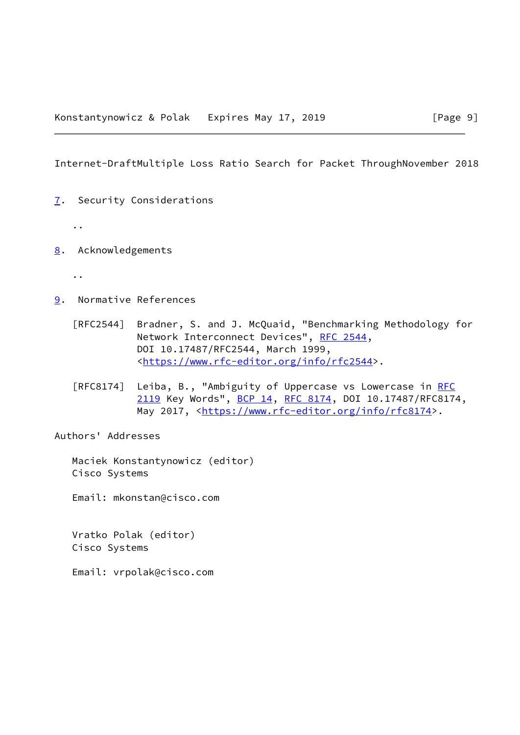## 7. Security Considerations

..

## 8. Acknowledgements

..

## 9. Normative References

[RFC2544] Bradner, S. and J. McQuaid, "Benchmarking Methodology for Network Interconnect Devices", RFC 2544, DOI 10.17487/RFC2544, March 1999, <https://www.rfc-editor.org/info/rfc2544>.

[RFC8174] Leiba, B., "Ambiguity of Uppercase vs Lowercase in RFC 2119 Key Words", BCP 14, RFC 8174, DOI 10.17487/RFC8174, May 2017, <https://www.rfc-editor.org/info/rfc8174>.

## Authors' Addresses

Maciek Konstantynowicz (editor)
Cisco Systems

Email: mkonstan@cisco.com

Vratko Polak (editor)
Cisco Systems

Email: vrpolak@cisco.com